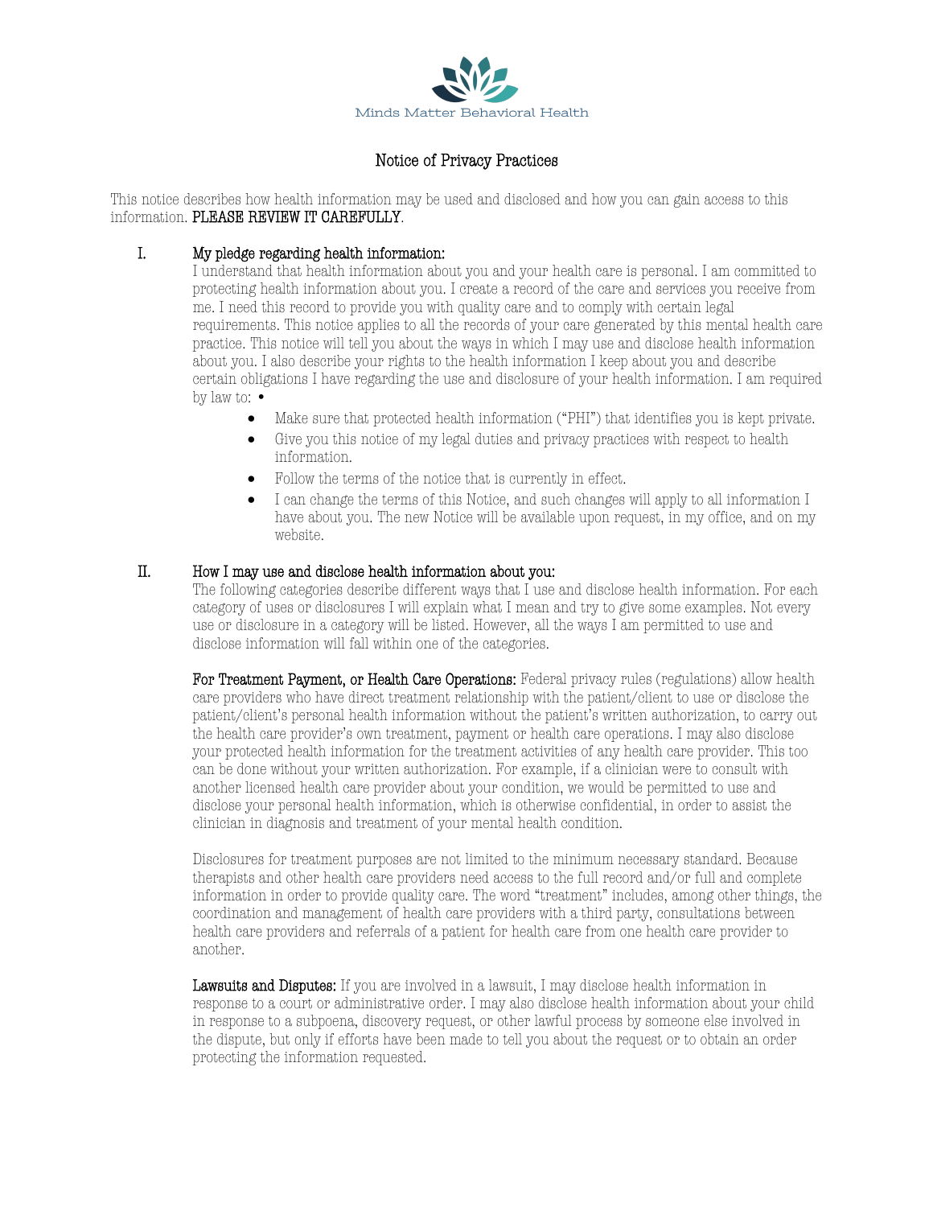Minds Matter Behavioral Health

# Notice of Privacy Practices

This notice describes how health information may be used and disclosed and how you can gain access to this information. **PLEASE REVIEW IT CAREFULLY**.

## I. My pledge regarding health information:

I understand that health information about you and your health care is personal. I am committed to protecting health information about you. I create a record of the care and services you receive from me. I need this record to provide you with quality care and to comply with certain legal requirements. This notice applies to all the records of your care generated by this mental health care practice. This notice will tell you about the ways in which I may use and disclose health information about you. I also describe your rights to the health information I keep about you and describe certain obligations I have regarding the use and disclosure of your health information. I am required by law to: •

- Make sure that protected health information ("PHI") that identifies you is kept private.
- Give you this notice of my legal duties and privacy practices with respect to health information.
- Follow the terms of the notice that is currently in effect.
- I can change the terms of this Notice, and such changes will apply to all information I have about you. The new Notice will be available upon request, in my office, and on my website.

## II. How I may use and disclose health information about you:

The following categories describe different ways that I use and disclose health information. For each category of uses or disclosures I will explain what I mean and try to give some examples. Not every use or disclosure in a category will be listed. However, all the ways I am permitted to use and disclose information will fall within one of the categories.

**For Treatment Payment, or Health Care Operations:** Federal privacy rules (regulations) allow health care providers who have direct treatment relationship with the patient/client to use or disclose the patient/client's personal health information without the patient's written authorization, to carry out the health care provider's own treatment, payment or health care operations. I may also disclose your protected health information for the treatment activities of any health care provider. This too can be done without your written authorization. For example, if a clinician were to consult with another licensed health care provider about your condition, we would be permitted to use and disclose your personal health information, which is otherwise confidential, in order to assist the clinician in diagnosis and treatment of your mental health condition.

Disclosures for treatment purposes are not limited to the minimum necessary standard. Because therapists and other health care providers need access to the full record and/or full and complete information in order to provide quality care. The word "treatment" includes, among other things, the coordination and management of health care providers with a third party, consultations between health care providers and referrals of a patient for health care from one health care provider to another.

**Lawsuits and Disputes:** If you are involved in a lawsuit, I may disclose health information in response to a court or administrative order. I may also disclose health information about your child in response to a subpoena, discovery request, or other lawful process by someone else involved in the dispute, but only if efforts have been made to tell you about the request or to obtain an order protecting the information requested.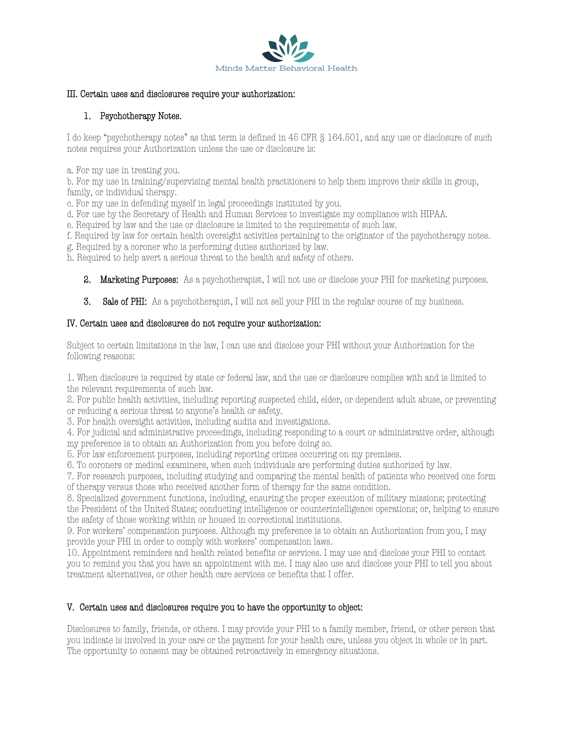### III. Certain uses and disclosures require your authorization:

1. **Psychotherapy Notes.**

I do keep "psychotherapy notes" as that term is defined in 45 CFR § 164.501, and any use or disclosure of such notes requires your Authorization unless the use or disclosure is:

a. For my use in treating you.
b. For my use in training/supervising mental health practitioners to help them improve their skills in group, family, or individual therapy.
c. For my use in defending myself in legal proceedings instituted by you.
d. For use by the Secretary of Health and Human Services to investigate my compliance with HIPAA.
e. Required by law and the use or disclosure is limited to the requirements of such law.
f. Required by law for certain health oversight activities pertaining to the originator of the psychotherapy notes.
g. Required by a coroner who is performing duties authorized by law.
h. Required to help avert a serious threat to the health and safety of others.

2. **Marketing Purposes:** As a psychotherapist, I will not use or disclose your PHI for marketing purposes.

3. **Sale of PHI:** As a psychotherapist, I will not sell your PHI in the regular course of my business.

### IV. Certain uses and disclosures do not require your authorization:

Subject to certain limitations in the law, I can use and disclose your PHI without your Authorization for the following reasons:

1. When disclosure is required by state or federal law, and the use or disclosure complies with and is limited to the relevant requirements of such law.
2. For public health activities, including reporting suspected child, elder, or dependent adult abuse, or preventing or reducing a serious threat to anyone's health or safety.
3. For health oversight activities, including audits and investigations.
4. For judicial and administrative proceedings, including responding to a court or administrative order, although my preference is to obtain an Authorization from you before doing so.
5. For law enforcement purposes, including reporting crimes occurring on my premises.
6. To coroners or medical examiners, when such individuals are performing duties authorized by law.
7. For research purposes, including studying and comparing the mental health of patients who received one form of therapy versus those who received another form of therapy for the same condition.
8. Specialized government functions, including, ensuring the proper execution of military missions; protecting the President of the United States; conducting intelligence or counterintelligence operations; or, helping to ensure the safety of those working within or housed in correctional institutions.
9. For workers' compensation purposes. Although my preference is to obtain an Authorization from you, I may provide your PHI in order to comply with workers' compensation laws.
10. Appointment reminders and health related benefits or services. I may use and disclose your PHI to contact you to remind you that you have an appointment with me. I may also use and disclose your PHI to tell you about treatment alternatives, or other health care services or benefits that I offer.

### V. Certain uses and disclosures require you to have the opportunity to object:

Disclosures to family, friends, or others. I may provide your PHI to a family member, friend, or other person that you indicate is involved in your care or the payment for your health care, unless you object in whole or in part. The opportunity to consent may be obtained retroactively in emergency situations.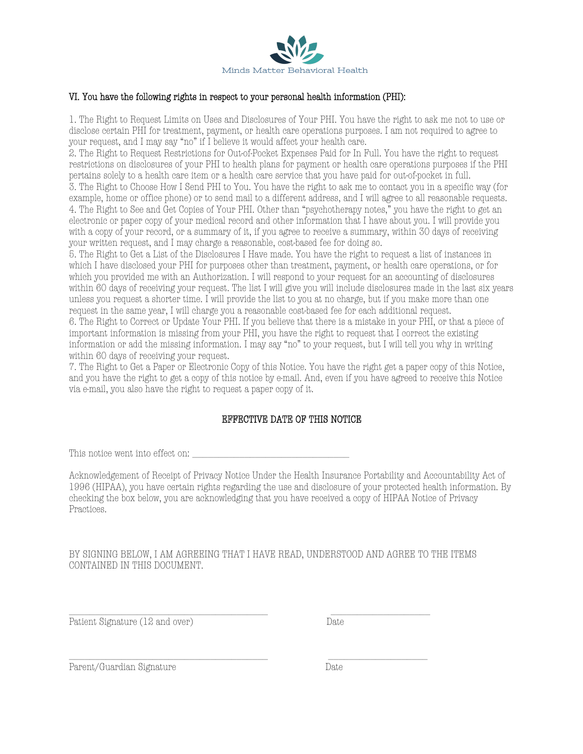Minds Matter Behavioral Health

### VI. You have the following rights in respect to your personal health information (PHI):

1. The Right to Request Limits on Uses and Disclosures of Your PHI. You have the right to ask me not to use or disclose certain PHI for treatment, payment, or health care operations purposes. I am not required to agree to your request, and I may say "no" if I believe it would affect your health care.
2. The Right to Request Restrictions for Out-of-Pocket Expenses Paid for In Full. You have the right to request restrictions on disclosures of your PHI to health plans for payment or health care operations purposes if the PHI pertains solely to a health care item or a health care service that you have paid for out-of-pocket in full.
3. The Right to Choose How I Send PHI to You. You have the right to ask me to contact you in a specific way (for example, home or office phone) or to send mail to a different address, and I will agree to all reasonable requests.
4. The Right to See and Get Copies of Your PHI. Other than "psychotherapy notes," you have the right to get an electronic or paper copy of your medical record and other information that I have about you. I will provide you with a copy of your record, or a summary of it, if you agree to receive a summary, within 30 days of receiving your written request, and I may charge a reasonable, cost-based fee for doing so.
5. The Right to Get a List of the Disclosures I Have made. You have the right to request a list of instances in which I have disclosed your PHI for purposes other than treatment, payment, or health care operations, or for which you provided me with an Authorization. I will respond to your request for an accounting of disclosures within 60 days of receiving your request. The list I will give you will include disclosures made in the last six years unless you request a shorter time. I will provide the list to you at no charge, but if you make more than one request in the same year, I will charge you a reasonable cost-based fee for each additional request.
6. The Right to Correct or Update Your PHI. If you believe that there is a mistake in your PHI, or that a piece of important information is missing from your PHI, you have the right to request that I correct the existing information or add the missing information. I may say "no" to your request, but I will tell you why in writing within 60 days of receiving your request.
7. The Right to Get a Paper or Electronic Copy of this Notice. You have the right get a paper copy of this Notice, and you have the right to get a copy of this notice by e-mail. And, even if you have agreed to receive this Notice via e-mail, you also have the right to request a paper copy of it.

### EFFECTIVE DATE OF THIS NOTICE

This notice went into effect on: ______________________________

Acknowledgement of Receipt of Privacy Notice Under the Health Insurance Portability and Accountability Act of 1996 (HIPAA), you have certain rights regarding the use and disclosure of your protected health information. By checking the box below, you are acknowledging that you have received a copy of HIPAA Notice of Privacy Practices.

BY SIGNING BELOW, I AM AGREEING THAT I HAVE READ, UNDERSTOOD AND AGREE TO THE ITEMS CONTAINED IN THIS DOCUMENT.

______________________________________ ______________________

Patient Signature (12 and over) Date

______________________________________ ______________________

Parent/Guardian Signature Date